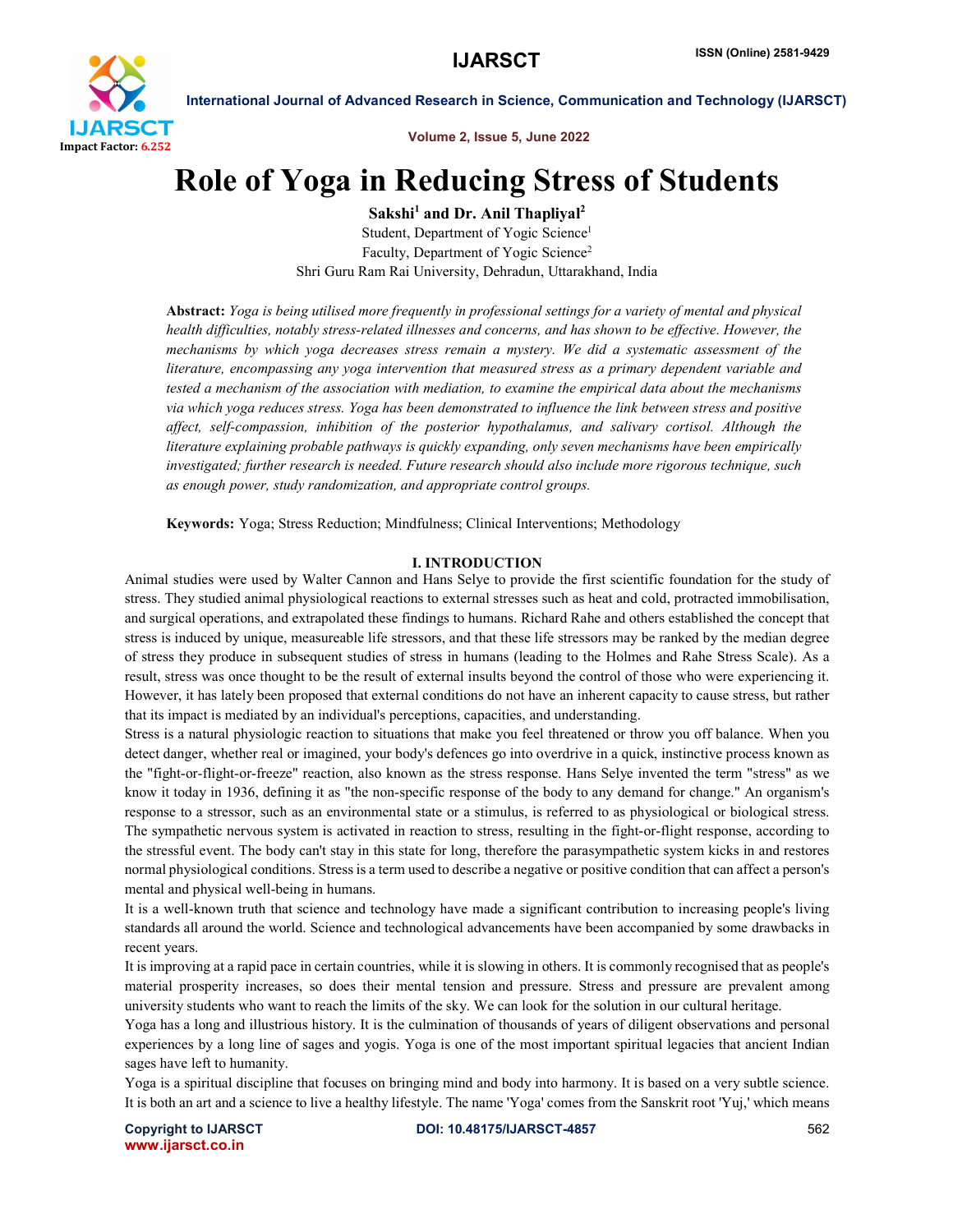# Role of Yoga in Reducing Stress of Students

**Sakshi[1] and Dr. Anil Thapliyal[2]**

Student, Department of Yogic Science[1]
Faculty, Department of Yogic Science[2]
Shri Guru Ram Rai University, Dehradun, Uttarakhand, India

**Abstract:** *Yoga is being utilised more frequently in professional settings for a variety of mental and physical health difficulties, notably stress-related illnesses and concerns, and has shown to be effective. However, the mechanisms by which yoga decreases stress remain a mystery. We did a systematic assessment of the literature, encompassing any yoga intervention that measured stress as a primary dependent variable and tested a mechanism of the association with mediation, to examine the empirical data about the mechanisms via which yoga reduces stress. Yoga has been demonstrated to influence the link between stress and positive affect, self-compassion, inhibition of the posterior hypothalamus, and salivary cortisol. Although the literature explaining probable pathways is quickly expanding, only seven mechanisms have been empirically investigated; further research is needed. Future research should also include more rigorous technique, such as enough power, study randomization, and appropriate control groups.*

**Keywords:** Yoga; Stress Reduction; Mindfulness; Clinical Interventions; Methodology

## I. INTRODUCTION

Animal studies were used by Walter Cannon and Hans Selye to provide the first scientific foundation for the study of stress. They studied animal physiological reactions to external stresses such as heat and cold, protracted immobilisation, and surgical operations, and extrapolated these findings to humans. Richard Rahe and others established the concept that stress is induced by unique, measureable life stressors, and that these life stressors may be ranked by the median degree of stress they produce in subsequent studies of stress in humans (leading to the Holmes and Rahe Stress Scale). As a result, stress was once thought to be the result of external insults beyond the control of those who were experiencing it. However, it has lately been proposed that external conditions do not have an inherent capacity to cause stress, but rather that its impact is mediated by an individual's perceptions, capacities, and understanding.

Stress is a natural physiologic reaction to situations that make you feel threatened or throw you off balance. When you detect danger, whether real or imagined, your body's defences go into overdrive in a quick, instinctive process known as the "fight-or-flight-or-freeze" reaction, also known as the stress response. Hans Selye invented the term "stress" as we know it today in 1936, defining it as "the non-specific response of the body to any demand for change." An organism's response to a stressor, such as an environmental state or a stimulus, is referred to as physiological or biological stress. The sympathetic nervous system is activated in reaction to stress, resulting in the fight-or-flight response, according to the stressful event. The body can't stay in this state for long, therefore the parasympathetic system kicks in and restores normal physiological conditions. Stress is a term used to describe a negative or positive condition that can affect a person's mental and physical well-being in humans.

It is a well-known truth that science and technology have made a significant contribution to increasing people's living standards all around the world. Science and technological advancements have been accompanied by some drawbacks in recent years.

It is improving at a rapid pace in certain countries, while it is slowing in others. It is commonly recognised that as people's material prosperity increases, so does their mental tension and pressure. Stress and pressure are prevalent among university students who want to reach the limits of the sky. We can look for the solution in our cultural heritage.

Yoga has a long and illustrious history. It is the culmination of thousands of years of diligent observations and personal experiences by a long line of sages and yogis. Yoga is one of the most important spiritual legacies that ancient Indian sages have left to humanity.

Yoga is a spiritual discipline that focuses on bringing mind and body into harmony. It is based on a very subtle science. It is both an art and a science to live a healthy lifestyle. The name 'Yoga' comes from the Sanskrit root 'Yuj,' which means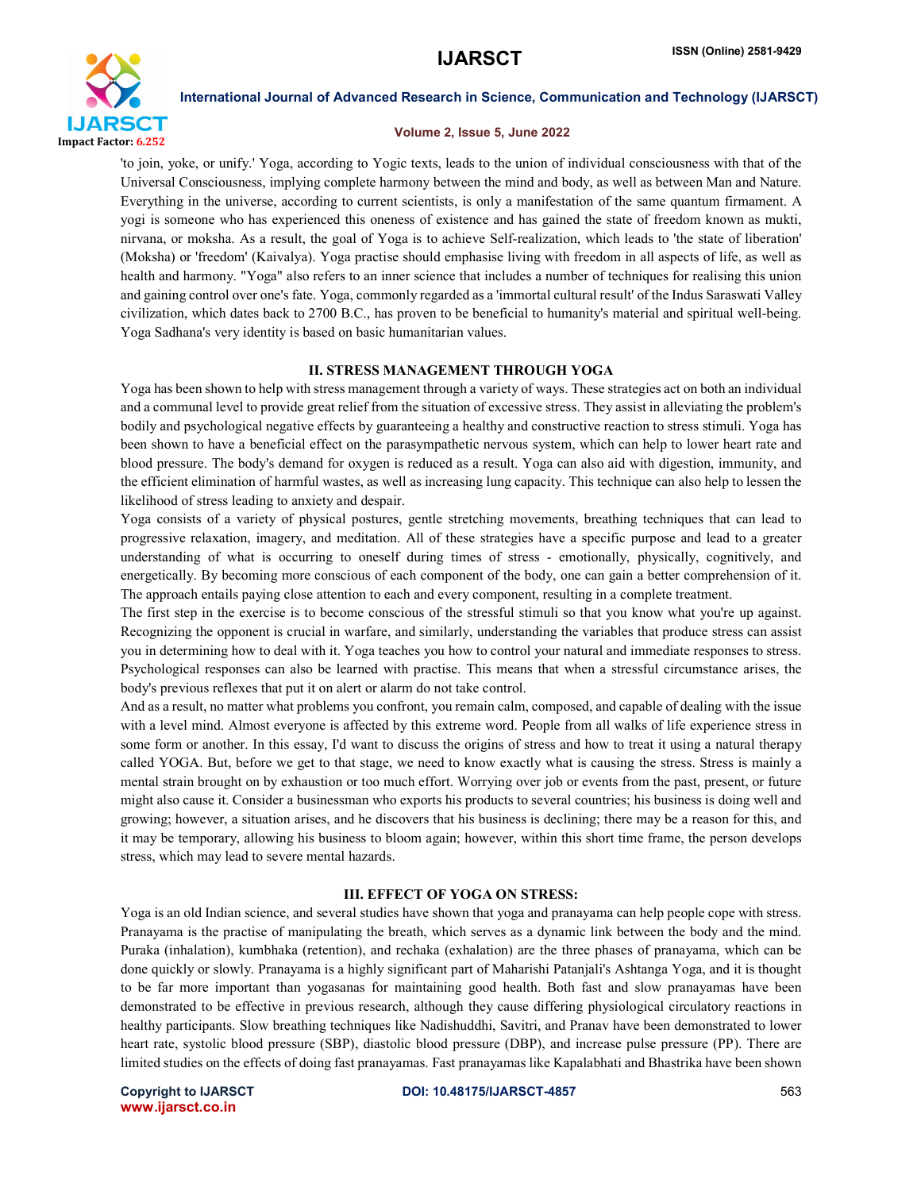'to join, yoke, or unify.' Yoga, according to Yogic texts, leads to the union of individual consciousness with that of the Universal Consciousness, implying complete harmony between the mind and body, as well as between Man and Nature. Everything in the universe, according to current scientists, is only a manifestation of the same quantum firmament. A yogi is someone who has experienced this oneness of existence and has gained the state of freedom known as mukti, nirvana, or moksha. As a result, the goal of Yoga is to achieve Self-realization, which leads to 'the state of liberation' (Moksha) or 'freedom' (Kaivalya). Yoga practise should emphasise living with freedom in all aspects of life, as well as health and harmony. "Yoga" also refers to an inner science that includes a number of techniques for realising this union and gaining control over one's fate. Yoga, commonly regarded as a 'immortal cultural result' of the Indus Saraswati Valley civilization, which dates back to 2700 B.C., has proven to be beneficial to humanity's material and spiritual well-being. Yoga Sadhana's very identity is based on basic humanitarian values.

## II. STRESS MANAGEMENT THROUGH YOGA

Yoga has been shown to help with stress management through a variety of ways. These strategies act on both an individual and a communal level to provide great relief from the situation of excessive stress. They assist in alleviating the problem's bodily and psychological negative effects by guaranteeing a healthy and constructive reaction to stress stimuli. Yoga has been shown to have a beneficial effect on the parasympathetic nervous system, which can help to lower heart rate and blood pressure. The body's demand for oxygen is reduced as a result. Yoga can also aid with digestion, immunity, and the efficient elimination of harmful wastes, as well as increasing lung capacity. This technique can also help to lessen the likelihood of stress leading to anxiety and despair.

Yoga consists of a variety of physical postures, gentle stretching movements, breathing techniques that can lead to progressive relaxation, imagery, and meditation. All of these strategies have a specific purpose and lead to a greater understanding of what is occurring to oneself during times of stress - emotionally, physically, cognitively, and energetically. By becoming more conscious of each component of the body, one can gain a better comprehension of it. The approach entails paying close attention to each and every component, resulting in a complete treatment.

The first step in the exercise is to become conscious of the stressful stimuli so that you know what you're up against. Recognizing the opponent is crucial in warfare, and similarly, understanding the variables that produce stress can assist you in determining how to deal with it. Yoga teaches you how to control your natural and immediate responses to stress. Psychological responses can also be learned with practise. This means that when a stressful circumstance arises, the body's previous reflexes that put it on alert or alarm do not take control.

And as a result, no matter what problems you confront, you remain calm, composed, and capable of dealing with the issue with a level mind. Almost everyone is affected by this extreme word. People from all walks of life experience stress in some form or another. In this essay, I'd want to discuss the origins of stress and how to treat it using a natural therapy called YOGA. But, before we get to that stage, we need to know exactly what is causing the stress. Stress is mainly a mental strain brought on by exhaustion or too much effort. Worrying over job or events from the past, present, or future might also cause it. Consider a businessman who exports his products to several countries; his business is doing well and growing; however, a situation arises, and he discovers that his business is declining; there may be a reason for this, and it may be temporary, allowing his business to bloom again; however, within this short time frame, the person develops stress, which may lead to severe mental hazards.

## III. EFFECT OF YOGA ON STRESS:

Yoga is an old Indian science, and several studies have shown that yoga and pranayama can help people cope with stress. Pranayama is the practise of manipulating the breath, which serves as a dynamic link between the body and the mind. Puraka (inhalation), kumbhaka (retention), and rechaka (exhalation) are the three phases of pranayama, which can be done quickly or slowly. Pranayama is a highly significant part of Maharishi Patanjali's Ashtanga Yoga, and it is thought to be far more important than yogasanas for maintaining good health. Both fast and slow pranayamas have been demonstrated to be effective in previous research, although they cause differing physiological circulatory reactions in healthy participants. Slow breathing techniques like Nadishuddhi, Savitri, and Pranav have been demonstrated to lower heart rate, systolic blood pressure (SBP), diastolic blood pressure (DBP), and increase pulse pressure (PP). There are limited studies on the effects of doing fast pranayamas. Fast pranayamas like Kapalabhati and Bhastrika have been shown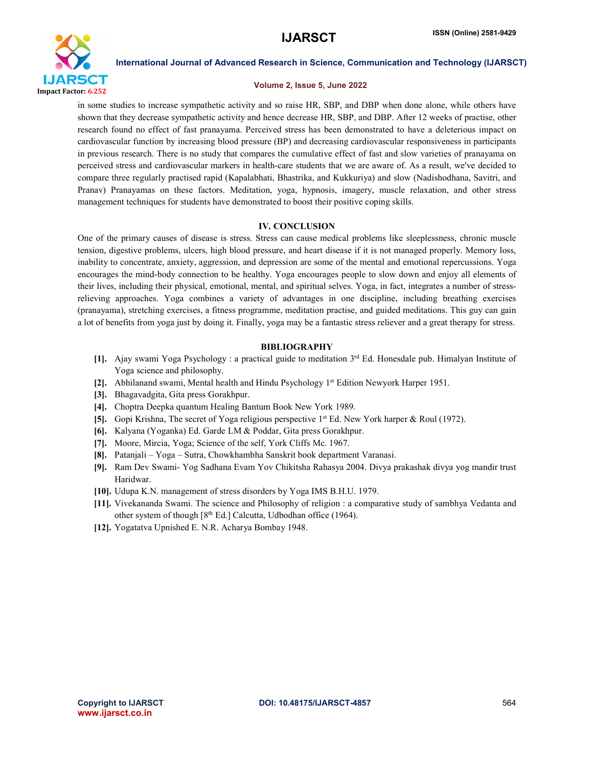in some studies to increase sympathetic activity and so raise HR, SBP, and DBP when done alone, while others have shown that they decrease sympathetic activity and hence decrease HR, SBP, and DBP. After 12 weeks of practise, other research found no effect of fast pranayama. Perceived stress has been demonstrated to have a deleterious impact on cardiovascular function by increasing blood pressure (BP) and decreasing cardiovascular responsiveness in participants in previous research. There is no study that compares the cumulative effect of fast and slow varieties of pranayama on perceived stress and cardiovascular markers in health-care students that we are aware of. As a result, we've decided to compare three regularly practised rapid (Kapalabhati, Bhastrika, and Kukkuriya) and slow (Nadishodhana, Savitri, and Pranav) Pranayamas on these factors. Meditation, yoga, hypnosis, imagery, muscle relaxation, and other stress management techniques for students have demonstrated to boost their positive coping skills.

## IV. CONCLUSION

One of the primary causes of disease is stress. Stress can cause medical problems like sleeplessness, chronic muscle tension, digestive problems, ulcers, high blood pressure, and heart disease if it is not managed properly. Memory loss, inability to concentrate, anxiety, aggression, and depression are some of the mental and emotional repercussions. Yoga encourages the mind-body connection to be healthy. Yoga encourages people to slow down and enjoy all elements of their lives, including their physical, emotional, mental, and spiritual selves. Yoga, in fact, integrates a number of stress-relieving approaches. Yoga combines a variety of advantages in one discipline, including breathing exercises (pranayama), stretching exercises, a fitness programme, meditation practise, and guided meditations. This guy can gain a lot of benefits from yoga just by doing it. Finally, yoga may be a fantastic stress reliever and a great therapy for stress.

## BIBLIOGRAPHY

[1]. Ajay swami Yoga Psychology : a practical guide to meditation 3rd Ed. Honesdale pub. Himalyan Institute of Yoga science and philosophy.

[2]. Abhilanand swami, Mental health and Hindu Psychology 1st Edition Newyork Harper 1951.

[3]. Bhagavadgita, Gita press Gorakhpur.

[4]. Choptra Deepka quantum Healing Bantum Book New York 1989.

[5]. Gopi Krishna, The secret of Yoga religious perspective 1st Ed. New York harper & Roul (1972).

[6]. Kalyana (Yoganka) Ed. Garde LM & Poddar, Gita press Gorakhpur.

[7]. Moore, Mircia, Yoga; Science of the self, York Cliffs Mc. 1967.

[8]. Patanjali – Yoga – Sutra, Chowkhambha Sanskrit book department Varanasi.

[9]. Ram Dev Swami- Yog Sadhana Evam Yov Chikitsha Rahasya 2004. Divya prakashak divya yog mandir trust Haridwar.

[10]. Udupa K.N. management of stress disorders by Yoga IMS B.H.U. 1979.

[11]. Vivekananda Swami. The science and Philosophy of religion : a comparative study of sambhya Vedanta and other system of though [8th Ed.] Calcutta, Udbodhan office (1964).

[12]. Yogatatva Upnished E. N.R. Acharya Bombay 1948.